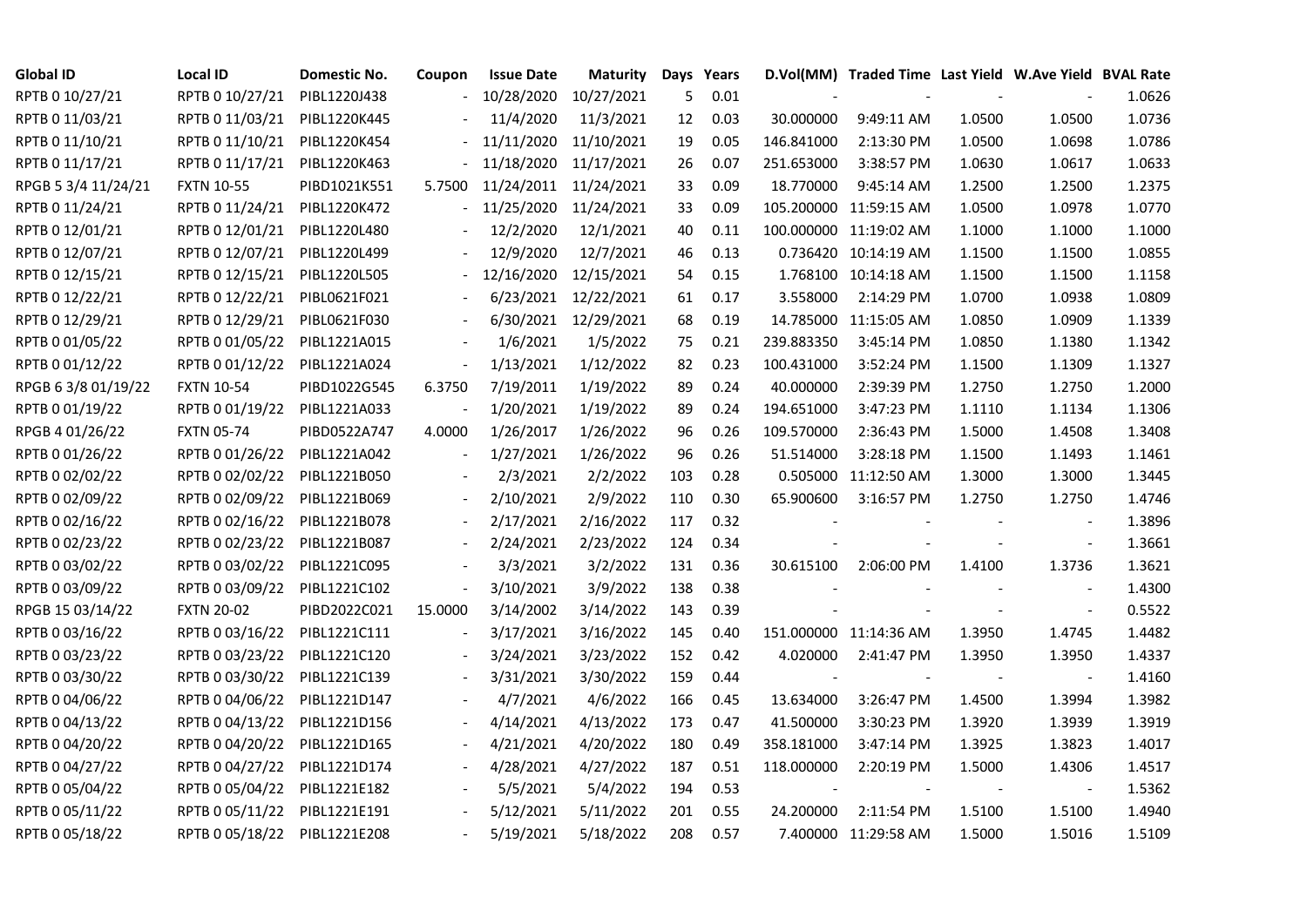| Global ID | Local ID | Domestic No. | Coupon | Issue Date | Maturity | Days | Years | D.Vol(MM) | Traded Time | Last Yield | W.Ave Yield | BVAL Rate |
|---|---|---|---|---|---|---|---|---|---|---|---|---|
| RPTB 0 10/27/21 | RPTB 0 10/27/21 | PIBL1220J438 | - | 10/28/2020 | 10/27/2021 | 5 | 0.01 | - | - | - | - | 1.0626 |
| RPTB 0 11/03/21 | RPTB 0 11/03/21 | PIBL1220K445 | - | 11/4/2020 | 11/3/2021 | 12 | 0.03 | 30.000000 | 9:49:11 AM | 1.0500 | 1.0500 | 1.0736 |
| RPTB 0 11/10/21 | RPTB 0 11/10/21 | PIBL1220K454 | - | 11/11/2020 | 11/10/2021 | 19 | 0.05 | 146.841000 | 2:13:30 PM | 1.0500 | 1.0698 | 1.0786 |
| RPTB 0 11/17/21 | RPTB 0 11/17/21 | PIBL1220K463 | - | 11/18/2020 | 11/17/2021 | 26 | 0.07 | 251.653000 | 3:38:57 PM | 1.0630 | 1.0617 | 1.0633 |
| RPGB 5 3/4 11/24/21 | FXTN 10-55 | PIBD1021K551 | 5.7500 | 11/24/2011 | 11/24/2021 | 33 | 0.09 | 18.770000 | 9:45:14 AM | 1.2500 | 1.2500 | 1.2375 |
| RPTB 0 11/24/21 | RPTB 0 11/24/21 | PIBL1220K472 | - | 11/25/2020 | 11/24/2021 | 33 | 0.09 | 105.200000 | 11:59:15 AM | 1.0500 | 1.0978 | 1.0770 |
| RPTB 0 12/01/21 | RPTB 0 12/01/21 | PIBL1220L480 | - | 12/2/2020 | 12/1/2021 | 40 | 0.11 | 100.000000 | 11:19:02 AM | 1.1000 | 1.1000 | 1.1000 |
| RPTB 0 12/07/21 | RPTB 0 12/07/21 | PIBL1220L499 | - | 12/9/2020 | 12/7/2021 | 46 | 0.13 | 0.736420 | 10:14:19 AM | 1.1500 | 1.1500 | 1.0855 |
| RPTB 0 12/15/21 | RPTB 0 12/15/21 | PIBL1220L505 | - | 12/16/2020 | 12/15/2021 | 54 | 0.15 | 1.768100 | 10:14:18 AM | 1.1500 | 1.1500 | 1.1158 |
| RPTB 0 12/22/21 | RPTB 0 12/22/21 | PIBL0621F021 | - | 6/23/2021 | 12/22/2021 | 61 | 0.17 | 3.558000 | 2:14:29 PM | 1.0700 | 1.0938 | 1.0809 |
| RPTB 0 12/29/21 | RPTB 0 12/29/21 | PIBL0621F030 | - | 6/30/2021 | 12/29/2021 | 68 | 0.19 | 14.785000 | 11:15:05 AM | 1.0850 | 1.0909 | 1.1339 |
| RPTB 0 01/05/22 | RPTB 0 01/05/22 | PIBL1221A015 | - | 1/6/2021 | 1/5/2022 | 75 | 0.21 | 239.883350 | 3:45:14 PM | 1.0850 | 1.1380 | 1.1342 |
| RPTB 0 01/12/22 | RPTB 0 01/12/22 | PIBL1221A024 | - | 1/13/2021 | 1/12/2022 | 82 | 0.23 | 100.431000 | 3:52:24 PM | 1.1500 | 1.1309 | 1.1327 |
| RPGB 6 3/8 01/19/22 | FXTN 10-54 | PIBD1022G545 | 6.3750 | 7/19/2011 | 1/19/2022 | 89 | 0.24 | 40.000000 | 2:39:39 PM | 1.2750 | 1.2750 | 1.2000 |
| RPTB 0 01/19/22 | RPTB 0 01/19/22 | PIBL1221A033 | - | 1/20/2021 | 1/19/2022 | 89 | 0.24 | 194.651000 | 3:47:23 PM | 1.1110 | 1.1134 | 1.1306 |
| RPGB 4 01/26/22 | FXTN 05-74 | PIBD0522A747 | 4.0000 | 1/26/2017 | 1/26/2022 | 96 | 0.26 | 109.570000 | 2:36:43 PM | 1.5000 | 1.4508 | 1.3408 |
| RPTB 0 01/26/22 | RPTB 0 01/26/22 | PIBL1221A042 | - | 1/27/2021 | 1/26/2022 | 96 | 0.26 | 51.514000 | 3:28:18 PM | 1.1500 | 1.1493 | 1.1461 |
| RPTB 0 02/02/22 | RPTB 0 02/02/22 | PIBL1221B050 | - | 2/3/2021 | 2/2/2022 | 103 | 0.28 | 0.505000 | 11:12:50 AM | 1.3000 | 1.3000 | 1.3445 |
| RPTB 0 02/09/22 | RPTB 0 02/09/22 | PIBL1221B069 | - | 2/10/2021 | 2/9/2022 | 110 | 0.30 | 65.900600 | 3:16:57 PM | 1.2750 | 1.2750 | 1.4746 |
| RPTB 0 02/16/22 | RPTB 0 02/16/22 | PIBL1221B078 | - | 2/17/2021 | 2/16/2022 | 117 | 0.32 | - | - | - | - | 1.3896 |
| RPTB 0 02/23/22 | RPTB 0 02/23/22 | PIBL1221B087 | - | 2/24/2021 | 2/23/2022 | 124 | 0.34 | - | - | - | - | 1.3661 |
| RPTB 0 03/02/22 | RPTB 0 03/02/22 | PIBL1221C095 | - | 3/3/2021 | 3/2/2022 | 131 | 0.36 | 30.615100 | 2:06:00 PM | 1.4100 | 1.3736 | 1.3621 |
| RPTB 0 03/09/22 | RPTB 0 03/09/22 | PIBL1221C102 | - | 3/10/2021 | 3/9/2022 | 138 | 0.38 | - | - | - | - | 1.4300 |
| RPGB 15 03/14/22 | FXTN 20-02 | PIBD2022C021 | 15.0000 | 3/14/2002 | 3/14/2022 | 143 | 0.39 | - | - | - | - | 0.5522 |
| RPTB 0 03/16/22 | RPTB 0 03/16/22 | PIBL1221C111 | - | 3/17/2021 | 3/16/2022 | 145 | 0.40 | 151.000000 | 11:14:36 AM | 1.3950 | 1.4745 | 1.4482 |
| RPTB 0 03/23/22 | RPTB 0 03/23/22 | PIBL1221C120 | - | 3/24/2021 | 3/23/2022 | 152 | 0.42 | 4.020000 | 2:41:47 PM | 1.3950 | 1.3950 | 1.4337 |
| RPTB 0 03/30/22 | RPTB 0 03/30/22 | PIBL1221C139 | - | 3/31/2021 | 3/30/2022 | 159 | 0.44 | - | - | - | - | 1.4160 |
| RPTB 0 04/06/22 | RPTB 0 04/06/22 | PIBL1221D147 | - | 4/7/2021 | 4/6/2022 | 166 | 0.45 | 13.634000 | 3:26:47 PM | 1.4500 | 1.3994 | 1.3982 |
| RPTB 0 04/13/22 | RPTB 0 04/13/22 | PIBL1221D156 | - | 4/14/2021 | 4/13/2022 | 173 | 0.47 | 41.500000 | 3:30:23 PM | 1.3920 | 1.3939 | 1.3919 |
| RPTB 0 04/20/22 | RPTB 0 04/20/22 | PIBL1221D165 | - | 4/21/2021 | 4/20/2022 | 180 | 0.49 | 358.181000 | 3:47:14 PM | 1.3925 | 1.3823 | 1.4017 |
| RPTB 0 04/27/22 | RPTB 0 04/27/22 | PIBL1221D174 | - | 4/28/2021 | 4/27/2022 | 187 | 0.51 | 118.000000 | 2:20:19 PM | 1.5000 | 1.4306 | 1.4517 |
| RPTB 0 05/04/22 | RPTB 0 05/04/22 | PIBL1221E182 | - | 5/5/2021 | 5/4/2022 | 194 | 0.53 | - | - | - | - | 1.5362 |
| RPTB 0 05/11/22 | RPTB 0 05/11/22 | PIBL1221E191 | - | 5/12/2021 | 5/11/2022 | 201 | 0.55 | 24.200000 | 2:11:54 PM | 1.5100 | 1.5100 | 1.4940 |
| RPTB 0 05/18/22 | RPTB 0 05/18/22 | PIBL1221E208 | - | 5/19/2021 | 5/18/2022 | 208 | 0.57 | 7.400000 | 11:29:58 AM | 1.5000 | 1.5016 | 1.5109 |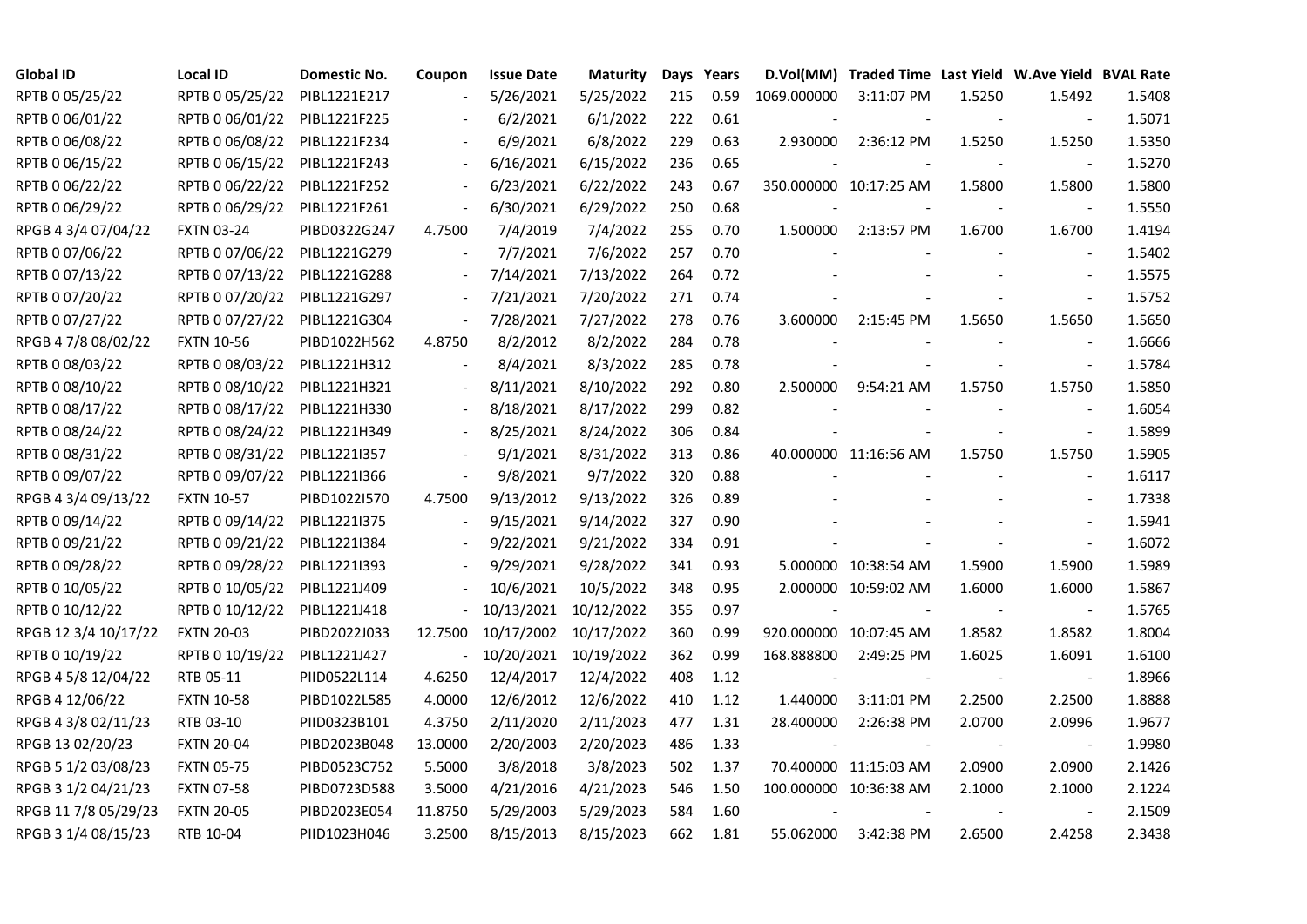| Global ID | Local ID | Domestic No. | Coupon | Issue Date | Maturity | Days | Years | D.Vol(MM) | Traded Time | Last Yield | W.Ave Yield | BVAL Rate |
|---|---|---|---|---|---|---|---|---|---|---|---|---|
| RPTB 0 05/25/22 | RPTB 0 05/25/22 | PIBL1221E217 | - | 5/26/2021 | 5/25/2022 | 215 | 0.59 | 1069.000000 | 3:11:07 PM | 1.5250 | 1.5492 | 1.5408 |
| RPTB 0 06/01/22 | RPTB 0 06/01/22 | PIBL1221F225 | - | 6/2/2021 | 6/1/2022 | 222 | 0.61 | - | - | - | - | 1.5071 |
| RPTB 0 06/08/22 | RPTB 0 06/08/22 | PIBL1221F234 | - | 6/9/2021 | 6/8/2022 | 229 | 0.63 | 2.930000 | 2:36:12 PM | 1.5250 | 1.5250 | 1.5350 |
| RPTB 0 06/15/22 | RPTB 0 06/15/22 | PIBL1221F243 | - | 6/16/2021 | 6/15/2022 | 236 | 0.65 | - | - | - | - | 1.5270 |
| RPTB 0 06/22/22 | RPTB 0 06/22/22 | PIBL1221F252 | - | 6/23/2021 | 6/22/2022 | 243 | 0.67 | 350.000000 | 10:17:25 AM | 1.5800 | 1.5800 | 1.5800 |
| RPTB 0 06/29/22 | RPTB 0 06/29/22 | PIBL1221F261 | - | 6/30/2021 | 6/29/2022 | 250 | 0.68 | - | - | - | - | 1.5550 |
| RPGB 4 3/4 07/04/22 | FXTN 03-24 | PIBD0322G247 | 4.7500 | 7/4/2019 | 7/4/2022 | 255 | 0.70 | 1.500000 | 2:13:57 PM | 1.6700 | 1.6700 | 1.4194 |
| RPTB 0 07/06/22 | RPTB 0 07/06/22 | PIBL1221G279 | - | 7/7/2021 | 7/6/2022 | 257 | 0.70 | - | - | - | - | 1.5402 |
| RPTB 0 07/13/22 | RPTB 0 07/13/22 | PIBL1221G288 | - | 7/14/2021 | 7/13/2022 | 264 | 0.72 | - | - | - | - | 1.5575 |
| RPTB 0 07/20/22 | RPTB 0 07/20/22 | PIBL1221G297 | - | 7/21/2021 | 7/20/2022 | 271 | 0.74 | - | - | - | - | 1.5752 |
| RPTB 0 07/27/22 | RPTB 0 07/27/22 | PIBL1221G304 | - | 7/28/2021 | 7/27/2022 | 278 | 0.76 | 3.600000 | 2:15:45 PM | 1.5650 | 1.5650 | 1.5650 |
| RPGB 4 7/8 08/02/22 | FXTN 10-56 | PIBD1022H562 | 4.8750 | 8/2/2012 | 8/2/2022 | 284 | 0.78 | - | - | - | - | 1.6666 |
| RPTB 0 08/03/22 | RPTB 0 08/03/22 | PIBL1221H312 | - | 8/4/2021 | 8/3/2022 | 285 | 0.78 | - | - | - | - | 1.5784 |
| RPTB 0 08/10/22 | RPTB 0 08/10/22 | PIBL1221H321 | - | 8/11/2021 | 8/10/2022 | 292 | 0.80 | 2.500000 | 9:54:21 AM | 1.5750 | 1.5750 | 1.5850 |
| RPTB 0 08/17/22 | RPTB 0 08/17/22 | PIBL1221H330 | - | 8/18/2021 | 8/17/2022 | 299 | 0.82 | - | - | - | - | 1.6054 |
| RPTB 0 08/24/22 | RPTB 0 08/24/22 | PIBL1221H349 | - | 8/25/2021 | 8/24/2022 | 306 | 0.84 | - | - | - | - | 1.5899 |
| RPTB 0 08/31/22 | RPTB 0 08/31/22 | PIBL1221I357 | - | 9/1/2021 | 8/31/2022 | 313 | 0.86 | 40.000000 | 11:16:56 AM | 1.5750 | 1.5750 | 1.5905 |
| RPTB 0 09/07/22 | RPTB 0 09/07/22 | PIBL1221I366 | - | 9/8/2021 | 9/7/2022 | 320 | 0.88 | - | - | - | - | 1.6117 |
| RPGB 4 3/4 09/13/22 | FXTN 10-57 | PIBD1022I570 | 4.7500 | 9/13/2012 | 9/13/2022 | 326 | 0.89 | - | - | - | - | 1.7338 |
| RPTB 0 09/14/22 | RPTB 0 09/14/22 | PIBL1221I375 | - | 9/15/2021 | 9/14/2022 | 327 | 0.90 | - | - | - | - | 1.5941 |
| RPTB 0 09/21/22 | RPTB 0 09/21/22 | PIBL1221I384 | - | 9/22/2021 | 9/21/2022 | 334 | 0.91 | - | - | - | - | 1.6072 |
| RPTB 0 09/28/22 | RPTB 0 09/28/22 | PIBL1221I393 | - | 9/29/2021 | 9/28/2022 | 341 | 0.93 | 5.000000 | 10:38:54 AM | 1.5900 | 1.5900 | 1.5989 |
| RPTB 0 10/05/22 | RPTB 0 10/05/22 | PIBL1221J409 | - | 10/6/2021 | 10/5/2022 | 348 | 0.95 | 2.000000 | 10:59:02 AM | 1.6000 | 1.6000 | 1.5867 |
| RPTB 0 10/12/22 | RPTB 0 10/12/22 | PIBL1221J418 | - | 10/13/2021 | 10/12/2022 | 355 | 0.97 | - | - | - | - | 1.5765 |
| RPGB 12 3/4 10/17/22 | FXTN 20-03 | PIBD2022J033 | 12.7500 | 10/17/2002 | 10/17/2022 | 360 | 0.99 | 920.000000 | 10:07:45 AM | 1.8582 | 1.8582 | 1.8004 |
| RPTB 0 10/19/22 | RPTB 0 10/19/22 | PIBL1221J427 | - | 10/20/2021 | 10/19/2022 | 362 | 0.99 | 168.888800 | 2:49:25 PM | 1.6025 | 1.6091 | 1.6100 |
| RPGB 4 5/8 12/04/22 | RTB 05-11 | PIID0522L114 | 4.6250 | 12/4/2017 | 12/4/2022 | 408 | 1.12 | - | - | - | - | 1.8966 |
| RPGB 4 12/06/22 | FXTN 10-58 | PIBD1022L585 | 4.0000 | 12/6/2012 | 12/6/2022 | 410 | 1.12 | 1.440000 | 3:11:01 PM | 2.2500 | 2.2500 | 1.8888 |
| RPGB 4 3/8 02/11/23 | RTB 03-10 | PIID0323B101 | 4.3750 | 2/11/2020 | 2/11/2023 | 477 | 1.31 | 28.400000 | 2:26:38 PM | 2.0700 | 2.0996 | 1.9677 |
| RPGB 13 02/20/23 | FXTN 20-04 | PIBD2023B048 | 13.0000 | 2/20/2003 | 2/20/2023 | 486 | 1.33 | - | - | - | - | 1.9980 |
| RPGB 5 1/2 03/08/23 | FXTN 05-75 | PIBD0523C752 | 5.5000 | 3/8/2018 | 3/8/2023 | 502 | 1.37 | 70.400000 | 11:15:03 AM | 2.0900 | 2.0900 | 2.1426 |
| RPGB 3 1/2 04/21/23 | FXTN 07-58 | PIBD0723D588 | 3.5000 | 4/21/2016 | 4/21/2023 | 546 | 1.50 | 100.000000 | 10:36:38 AM | 2.1000 | 2.1000 | 2.1224 |
| RPGB 11 7/8 05/29/23 | FXTN 20-05 | PIBD2023E054 | 11.8750 | 5/29/2003 | 5/29/2023 | 584 | 1.60 | - | - | - | - | 2.1509 |
| RPGB 3 1/4 08/15/23 | RTB 10-04 | PIID1023H046 | 3.2500 | 8/15/2013 | 8/15/2023 | 662 | 1.81 | 55.062000 | 3:42:38 PM | 2.6500 | 2.4258 | 2.3438 |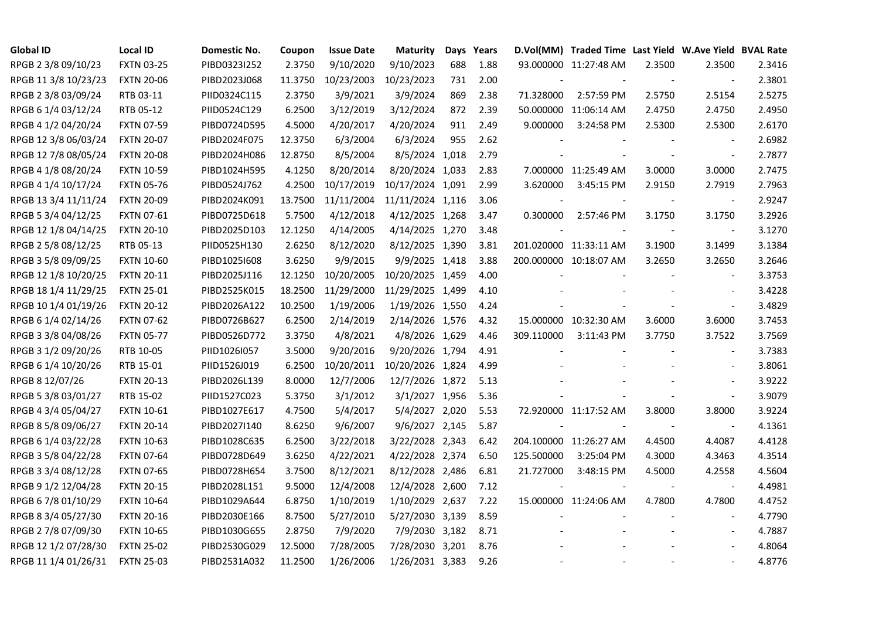| Global ID | Local ID | Domestic No. | Coupon | Issue Date | Maturity | Days | Years | D.Vol(MM) | Traded Time | Last Yield | W.Ave Yield | BVAL Rate |
|---|---|---|---|---|---|---|---|---|---|---|---|---|
| RPGB 2 3/8 09/10/23 | FXTN 03-25 | PIBD0323I252 | 2.3750 | 9/10/2020 | 9/10/2023 | 688 | 1.88 | 93.000000 | 11:27:48 AM | 2.3500 | 2.3500 | 2.3416 |
| RPGB 11 3/8 10/23/23 | FXTN 20-06 | PIBD2023J068 | 11.3750 | 10/23/2003 | 10/23/2023 | 731 | 2.00 | - | - | - | - | 2.3801 |
| RPGB 2 3/8 03/09/24 | RTB 03-11 | PIID0324C115 | 2.3750 | 3/9/2021 | 3/9/2024 | 869 | 2.38 | 71.328000 | 2:57:59 PM | 2.5750 | 2.5154 | 2.5275 |
| RPGB 6 1/4 03/12/24 | RTB 05-12 | PIID0524C129 | 6.2500 | 3/12/2019 | 3/12/2024 | 872 | 2.39 | 50.000000 | 11:06:14 AM | 2.4750 | 2.4750 | 2.4950 |
| RPGB 4 1/2 04/20/24 | FXTN 07-59 | PIBD0724D595 | 4.5000 | 4/20/2017 | 4/20/2024 | 911 | 2.49 | 9.000000 | 3:24:58 PM | 2.5300 | 2.5300 | 2.6170 |
| RPGB 12 3/8 06/03/24 | FXTN 20-07 | PIBD2024F075 | 12.3750 | 6/3/2004 | 6/3/2024 | 955 | 2.62 | - | - | - | - | 2.6982 |
| RPGB 12 7/8 08/05/24 | FXTN 20-08 | PIBD2024H086 | 12.8750 | 8/5/2004 | 8/5/2024 | 1,018 | 2.79 | - | - | - | - | 2.7877 |
| RPGB 4 1/8 08/20/24 | FXTN 10-59 | PIBD1024H595 | 4.1250 | 8/20/2014 | 8/20/2024 | 1,033 | 2.83 | 7.000000 | 11:25:49 AM | 3.0000 | 3.0000 | 2.7475 |
| RPGB 4 1/4 10/17/24 | FXTN 05-76 | PIBD0524J762 | 4.2500 | 10/17/2019 | 10/17/2024 | 1,091 | 2.99 | 3.620000 | 3:45:15 PM | 2.9150 | 2.7919 | 2.7963 |
| RPGB 13 3/4 11/11/24 | FXTN 20-09 | PIBD2024K091 | 13.7500 | 11/11/2004 | 11/11/2024 | 1,116 | 3.06 | - | - | - | - | 2.9247 |
| RPGB 5 3/4 04/12/25 | FXTN 07-61 | PIBD0725D618 | 5.7500 | 4/12/2018 | 4/12/2025 | 1,268 | 3.47 | 0.300000 | 2:57:46 PM | 3.1750 | 3.1750 | 3.2926 |
| RPGB 12 1/8 04/14/25 | FXTN 20-10 | PIBD2025D103 | 12.1250 | 4/14/2005 | 4/14/2025 | 1,270 | 3.48 | - | - | - | - | 3.1270 |
| RPGB 2 5/8 08/12/25 | RTB 05-13 | PIID0525H130 | 2.6250 | 8/12/2020 | 8/12/2025 | 1,390 | 3.81 | 201.020000 | 11:33:11 AM | 3.1900 | 3.1499 | 3.1384 |
| RPGB 3 5/8 09/09/25 | FXTN 10-60 | PIBD1025I608 | 3.6250 | 9/9/2015 | 9/9/2025 | 1,418 | 3.88 | 200.000000 | 10:18:07 AM | 3.2650 | 3.2650 | 3.2646 |
| RPGB 12 1/8 10/20/25 | FXTN 20-11 | PIBD2025J116 | 12.1250 | 10/20/2005 | 10/20/2025 | 1,459 | 4.00 | - | - | - | - | 3.3753 |
| RPGB 18 1/4 11/29/25 | FXTN 25-01 | PIBD2525K015 | 18.2500 | 11/29/2000 | 11/29/2025 | 1,499 | 4.10 | - | - | - | - | 3.4228 |
| RPGB 10 1/4 01/19/26 | FXTN 20-12 | PIBD2026A122 | 10.2500 | 1/19/2006 | 1/19/2026 | 1,550 | 4.24 | - | - | - | - | 3.4829 |
| RPGB 6 1/4 02/14/26 | FXTN 07-62 | PIBD0726B627 | 6.2500 | 2/14/2019 | 2/14/2026 | 1,576 | 4.32 | 15.000000 | 10:32:30 AM | 3.6000 | 3.6000 | 3.7453 |
| RPGB 3 3/8 04/08/26 | FXTN 05-77 | PIBD0526D772 | 3.3750 | 4/8/2021 | 4/8/2026 | 1,629 | 4.46 | 309.110000 | 3:11:43 PM | 3.7750 | 3.7522 | 3.7569 |
| RPGB 3 1/2 09/20/26 | RTB 10-05 | PIID1026I057 | 3.5000 | 9/20/2016 | 9/20/2026 | 1,794 | 4.91 | - | - | - | - | 3.7383 |
| RPGB 6 1/4 10/20/26 | RTB 15-01 | PIID1526J019 | 6.2500 | 10/20/2011 | 10/20/2026 | 1,824 | 4.99 | - | - | - | - | 3.8061 |
| RPGB 8 12/07/26 | FXTN 20-13 | PIBD2026L139 | 8.0000 | 12/7/2006 | 12/7/2026 | 1,872 | 5.13 | - | - | - | - | 3.9222 |
| RPGB 5 3/8 03/01/27 | RTB 15-02 | PIID1527C023 | 5.3750 | 3/1/2012 | 3/1/2027 | 1,956 | 5.36 | - | - | - | - | 3.9079 |
| RPGB 4 3/4 05/04/27 | FXTN 10-61 | PIBD1027E617 | 4.7500 | 5/4/2017 | 5/4/2027 | 2,020 | 5.53 | 72.920000 | 11:17:52 AM | 3.8000 | 3.8000 | 3.9224 |
| RPGB 8 5/8 09/06/27 | FXTN 20-14 | PIBD2027I140 | 8.6250 | 9/6/2007 | 9/6/2027 | 2,145 | 5.87 | - | - | - | - | 4.1361 |
| RPGB 6 1/4 03/22/28 | FXTN 10-63 | PIBD1028C635 | 6.2500 | 3/22/2018 | 3/22/2028 | 2,343 | 6.42 | 204.100000 | 11:26:27 AM | 4.4500 | 4.4087 | 4.4128 |
| RPGB 3 5/8 04/22/28 | FXTN 07-64 | PIBD0728D649 | 3.6250 | 4/22/2021 | 4/22/2028 | 2,374 | 6.50 | 125.500000 | 3:25:04 PM | 4.3000 | 4.3463 | 4.3514 |
| RPGB 3 3/4 08/12/28 | FXTN 07-65 | PIBD0728H654 | 3.7500 | 8/12/2021 | 8/12/2028 | 2,486 | 6.81 | 21.727000 | 3:48:15 PM | 4.5000 | 4.2558 | 4.5604 |
| RPGB 9 1/2 12/04/28 | FXTN 20-15 | PIBD2028L151 | 9.5000 | 12/4/2008 | 12/4/2028 | 2,600 | 7.12 | - | - | - | - | 4.4981 |
| RPGB 6 7/8 01/10/29 | FXTN 10-64 | PIBD1029A644 | 6.8750 | 1/10/2019 | 1/10/2029 | 2,637 | 7.22 | 15.000000 | 11:24:06 AM | 4.7800 | 4.7800 | 4.4752 |
| RPGB 8 3/4 05/27/30 | FXTN 20-16 | PIBD2030E166 | 8.7500 | 5/27/2010 | 5/27/2030 | 3,139 | 8.59 | - | - | - | - | 4.7790 |
| RPGB 2 7/8 07/09/30 | FXTN 10-65 | PIBD1030G655 | 2.8750 | 7/9/2020 | 7/9/2030 | 3,182 | 8.71 | - | - | - | - | 4.7887 |
| RPGB 12 1/2 07/28/30 | FXTN 25-02 | PIBD2530G029 | 12.5000 | 7/28/2005 | 7/28/2030 | 3,201 | 8.76 | - | - | - | - | 4.8064 |
| RPGB 11 1/4 01/26/31 | FXTN 25-03 | PIBD2531A032 | 11.2500 | 1/26/2006 | 1/26/2031 | 3,383 | 9.26 | - | - | - | - | 4.8776 |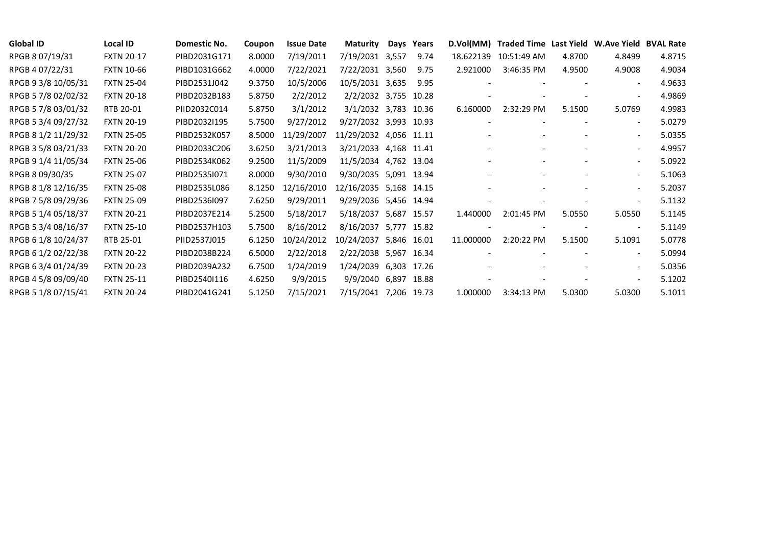| Global ID | Local ID | Domestic No. | Coupon | Issue Date | Maturity | Days | Years | D.Vol(MM) | Traded Time | Last Yield | W.Ave Yield | BVAL Rate |
|---|---|---|---|---|---|---|---|---|---|---|---|---|
| RPGB 8 07/19/31 | FXTN 20-17 | PIBD2031G171 | 8.0000 | 7/19/2011 | 7/19/2031 | 3,557 | 9.74 | 18.622139 | 10:51:49 AM | 4.8700 | 4.8499 | 4.8715 |
| RPGB 4 07/22/31 | FXTN 10-66 | PIBD1031G662 | 4.0000 | 7/22/2021 | 7/22/2031 | 3,560 | 9.75 | 2.921000 | 3:46:35 PM | 4.9500 | 4.9008 | 4.9034 |
| RPGB 9 3/8 10/05/31 | FXTN 25-04 | PIBD2531J042 | 9.3750 | 10/5/2006 | 10/5/2031 | 3,635 | 9.95 | - | - | - | - | 4.9633 |
| RPGB 5 7/8 02/02/32 | FXTN 20-18 | PIBD2032B183 | 5.8750 | 2/2/2012 | 2/2/2032 | 3,755 | 10.28 | - | - | - | - | 4.9869 |
| RPGB 5 7/8 03/01/32 | RTB 20-01 | PIID2032C014 | 5.8750 | 3/1/2012 | 3/1/2032 | 3,783 | 10.36 | 6.160000 | 2:32:29 PM | 5.1500 | 5.0769 | 4.9983 |
| RPGB 5 3/4 09/27/32 | FXTN 20-19 | PIBD2032I195 | 5.7500 | 9/27/2012 | 9/27/2032 | 3,993 | 10.93 | - | - | - | - | 5.0279 |
| RPGB 8 1/2 11/29/32 | FXTN 25-05 | PIBD2532K057 | 8.5000 | 11/29/2007 | 11/29/2032 | 4,056 | 11.11 | - | - | - | - | 5.0355 |
| RPGB 3 5/8 03/21/33 | FXTN 20-20 | PIBD2033C206 | 3.6250 | 3/21/2013 | 3/21/2033 | 4,168 | 11.41 | - | - | - | - | 4.9957 |
| RPGB 9 1/4 11/05/34 | FXTN 25-06 | PIBD2534K062 | 9.2500 | 11/5/2009 | 11/5/2034 | 4,762 | 13.04 | - | - | - | - | 5.0922 |
| RPGB 8 09/30/35 | FXTN 25-07 | PIBD2535I071 | 8.0000 | 9/30/2010 | 9/30/2035 | 5,091 | 13.94 | - | - | - | - | 5.1063 |
| RPGB 8 1/8 12/16/35 | FXTN 25-08 | PIBD2535L086 | 8.1250 | 12/16/2010 | 12/16/2035 | 5,168 | 14.15 | - | - | - | - | 5.2037 |
| RPGB 7 5/8 09/29/36 | FXTN 25-09 | PIBD2536I097 | 7.6250 | 9/29/2011 | 9/29/2036 | 5,456 | 14.94 | - | - | - | - | 5.1132 |
| RPGB 5 1/4 05/18/37 | FXTN 20-21 | PIBD2037E214 | 5.2500 | 5/18/2017 | 5/18/2037 | 5,687 | 15.57 | 1.440000 | 2:01:45 PM | 5.0550 | 5.0550 | 5.1145 |
| RPGB 5 3/4 08/16/37 | FXTN 25-10 | PIBD2537H103 | 5.7500 | 8/16/2012 | 8/16/2037 | 5,777 | 15.82 | - | - | - | - | 5.1149 |
| RPGB 6 1/8 10/24/37 | RTB 25-01 | PIID2537J015 | 6.1250 | 10/24/2012 | 10/24/2037 | 5,846 | 16.01 | 11.000000 | 2:20:22 PM | 5.1500 | 5.1091 | 5.0778 |
| RPGB 6 1/2 02/22/38 | FXTN 20-22 | PIBD2038B224 | 6.5000 | 2/22/2018 | 2/22/2038 | 5,967 | 16.34 | - | - | - | - | 5.0994 |
| RPGB 6 3/4 01/24/39 | FXTN 20-23 | PIBD2039A232 | 6.7500 | 1/24/2019 | 1/24/2039 | 6,303 | 17.26 | - | - | - | - | 5.0356 |
| RPGB 4 5/8 09/09/40 | FXTN 25-11 | PIBD2540I116 | 4.6250 | 9/9/2015 | 9/9/2040 | 6,897 | 18.88 | - | - | - | - | 5.1202 |
| RPGB 5 1/8 07/15/41 | FXTN 20-24 | PIBD2041G241 | 5.1250 | 7/15/2021 | 7/15/2041 | 7,206 | 19.73 | 1.000000 | 3:34:13 PM | 5.0300 | 5.0300 | 5.1011 |